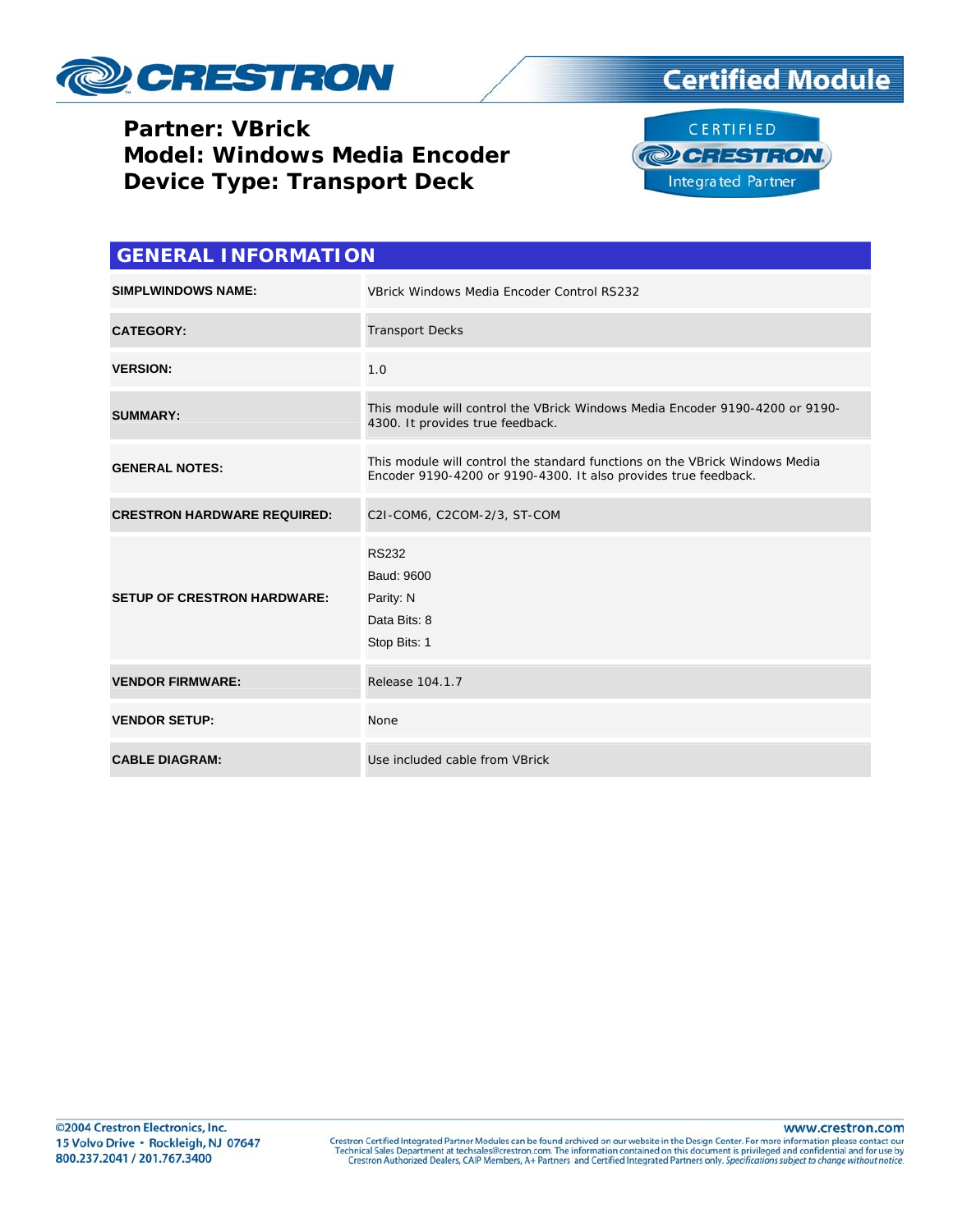# Partner: VBrick
# Model: Windows Media Encoder
# Device Type: Transport Deck

## GENERAL INFORMATION

| | |
|---|---|
| **SIMPLWINDOWS NAME:** | VBrick Windows Media Encoder Control RS232 |
| **CATEGORY:** | Transport Decks |
| **VERSION:** | 1.0 |
| **SUMMARY:** | This module will control the VBrick Windows Media Encoder 9190-4200 or 9190-4300. It provides true feedback. |
| **GENERAL NOTES:** | This module will control the standard functions on the VBrick Windows Media Encoder 9190-4200 or 9190-4300. It also provides true feedback. |
| **CRESTRON HARDWARE REQUIRED:** | C2I-COM6, C2COM-2/3, ST-COM |
| **SETUP OF CRESTRON HARDWARE:** | RS232<br>Baud: 9600<br>Parity: N<br>Data Bits: 8<br>Stop Bits: 1 |
| **VENDOR FIRMWARE:** | Release 104.1.7 |
| **VENDOR SETUP:** | None |
| **CABLE DIAGRAM:** | Use included cable from VBrick |

©2004 Crestron Electronics, Inc.
15 Volvo Drive • Rockleigh, NJ 07647
800.237.2041 / 201.767.3400

www.crestron.com

Crestron Certified Integrated Partner Modules can be found archived on our website in the Design Center. For more information please contact our Technical Sales Department at techsales@crestron.com. The information contained on this document is privileged and confidential and for use by Crestron Authorized Dealers, CAIP Members, A+ Partners and Certified Integrated Partners only. *Specifications subject to change without notice.*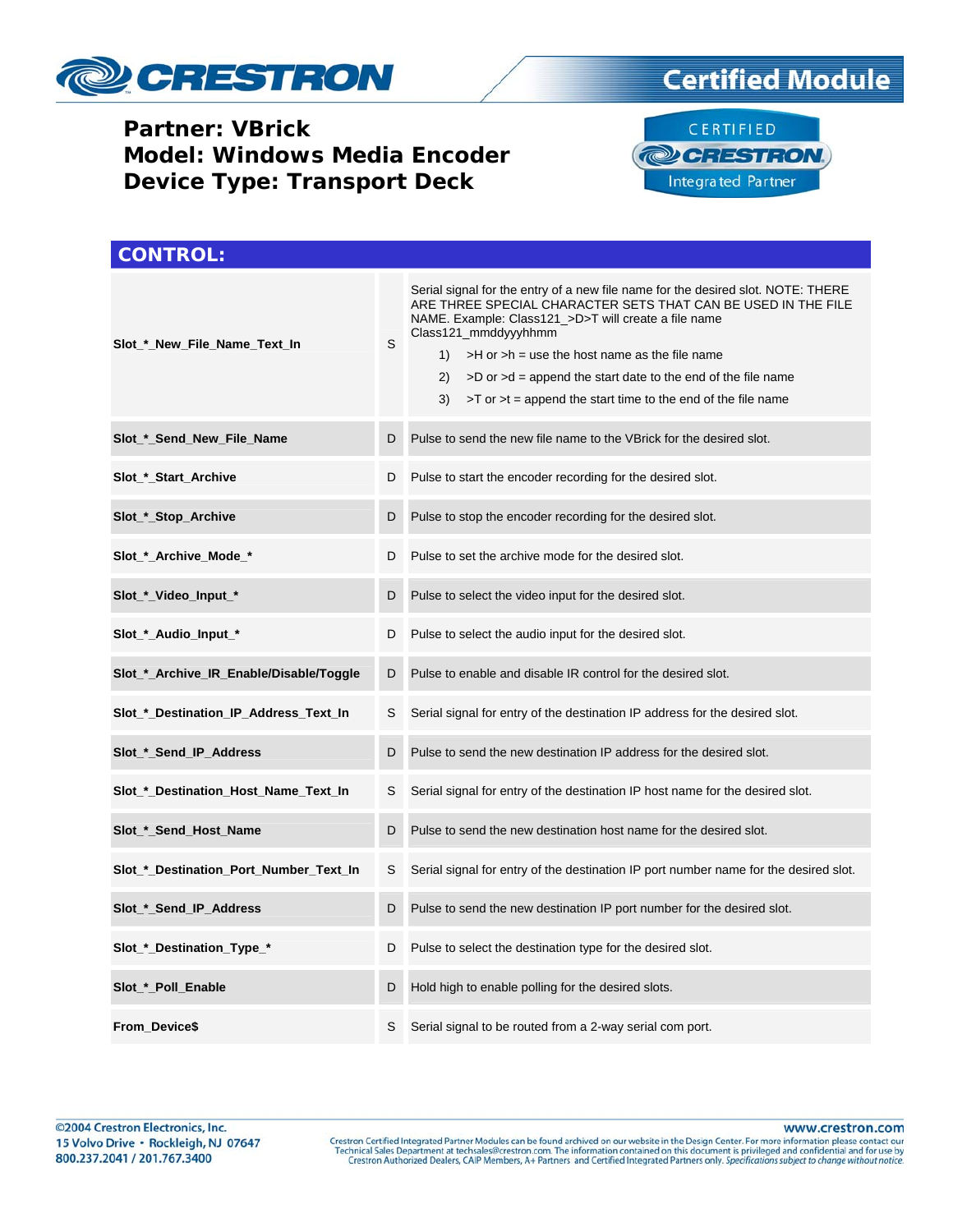**Partner: VBrick**
**Model: Windows Media Encoder**
**Device Type: Transport Deck**

## CONTROL:

| | | |
|---|---|---|
| **Slot_*_New_File_Name_Text_In** | S | Serial signal for the entry of a new file name for the desired slot. NOTE: THERE ARE THREE SPECIAL CHARACTER SETS THAT CAN BE USED IN THE FILE NAME. Example: Class121_>D>T will create a file name Class121_mmddyyyhhmm<br>1) >H or >h = use the host name as the file name<br>2) >D or >d = append the start date to the end of the file name<br>3) >T or >t = append the start time to the end of the file name |
| **Slot_*_Send_New_File_Name** | D | Pulse to send the new file name to the VBrick for the desired slot. |
| **Slot_*_Start_Archive** | D | Pulse to start the encoder recording for the desired slot. |
| **Slot_*_Stop_Archive** | D | Pulse to stop the encoder recording for the desired slot. |
| **Slot_*_Archive_Mode_*** | D | Pulse to set the archive mode for the desired slot. |
| **Slot_*_Video_Input_*** | D | Pulse to select the video input for the desired slot. |
| **Slot_*_Audio_Input_*** | D | Pulse to select the audio input for the desired slot. |
| **Slot_*_Archive_IR_Enable/Disable/Toggle** | D | Pulse to enable and disable IR control for the desired slot. |
| **Slot_*_Destination_IP_Address_Text_In** | S | Serial signal for entry of the destination IP address for the desired slot. |
| **Slot_*_Send_IP_Address** | D | Pulse to send the new destination IP address for the desired slot. |
| **Slot_*_Destination_Host_Name_Text_In** | S | Serial signal for entry of the destination IP host name for the desired slot. |
| **Slot_*_Send_Host_Name** | D | Pulse to send the new destination host name for the desired slot. |
| **Slot_*_Destination_Port_Number_Text_In** | S | Serial signal for entry of the destination IP port number name for the desired slot. |
| **Slot_*_Send_IP_Address** | D | Pulse to send the new destination IP port number for the desired slot. |
| **Slot_*_Destination_Type_*** | D | Pulse to select the destination type for the desired slot. |
| **Slot_*_Poll_Enable** | D | Hold high to enable polling for the desired slots. |
| **From_Device$** | S | Serial signal to be routed from a 2-way serial com port. |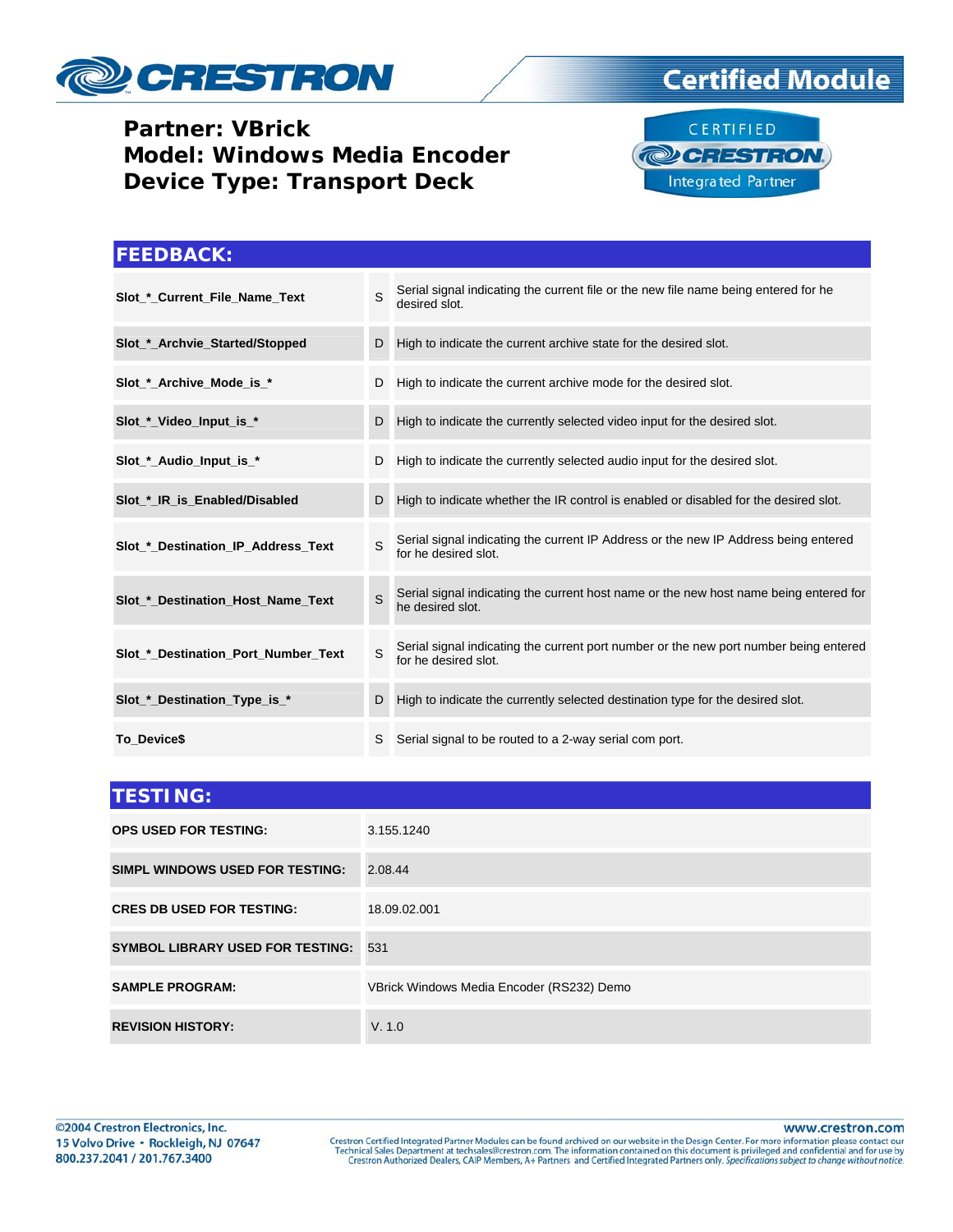**Partner: VBrick**
**Model: Windows Media Encoder**
**Device Type: Transport Deck**

## FEEDBACK:

| | | |
|---|---|---|
| **Slot_*_Current_File_Name_Text** | S | Serial signal indicating the current file or the new file name being entered for he desired slot. |
| **Slot_*_Archvie_Started/Stopped** | D | High to indicate the current archive state for the desired slot. |
| **Slot_*_Archive_Mode_is_*** | D | High to indicate the current archive mode for the desired slot. |
| **Slot_*_Video_Input_is_*** | D | High to indicate the currently selected video input for the desired slot. |
| **Slot_*_Audio_Input_is_*** | D | High to indicate the currently selected audio input for the desired slot. |
| **Slot_*_IR_is_Enabled/Disabled** | D | High to indicate whether the IR control is enabled or disabled for the desired slot. |
| **Slot_*_Destination_IP_Address_Text** | S | Serial signal indicating the current IP Address or the new IP Address being entered for he desired slot. |
| **Slot_*_Destination_Host_Name_Text** | S | Serial signal indicating the current host name or the new host name being entered for he desired slot. |
| **Slot_*_Destination_Port_Number_Text** | S | Serial signal indicating the current port number or the new port number being entered for he desired slot. |
| **Slot_*_Destination_Type_is_*** | D | High to indicate the currently selected destination type for the desired slot. |
| **To_Device$** | S | Serial signal to be routed to a 2-way serial com port. |

## TESTING:

| | |
|---|---|
| **OPS USED FOR TESTING:** | 3.155.1240 |
| **SIMPL WINDOWS USED FOR TESTING:** | 2.08.44 |
| **CRES DB USED FOR TESTING:** | 18.09.02.001 |
| **SYMBOL LIBRARY USED FOR TESTING:** | 531 |
| **SAMPLE PROGRAM:** | VBrick Windows Media Encoder (RS232) Demo |
| **REVISION HISTORY:** | V. 1.0 |